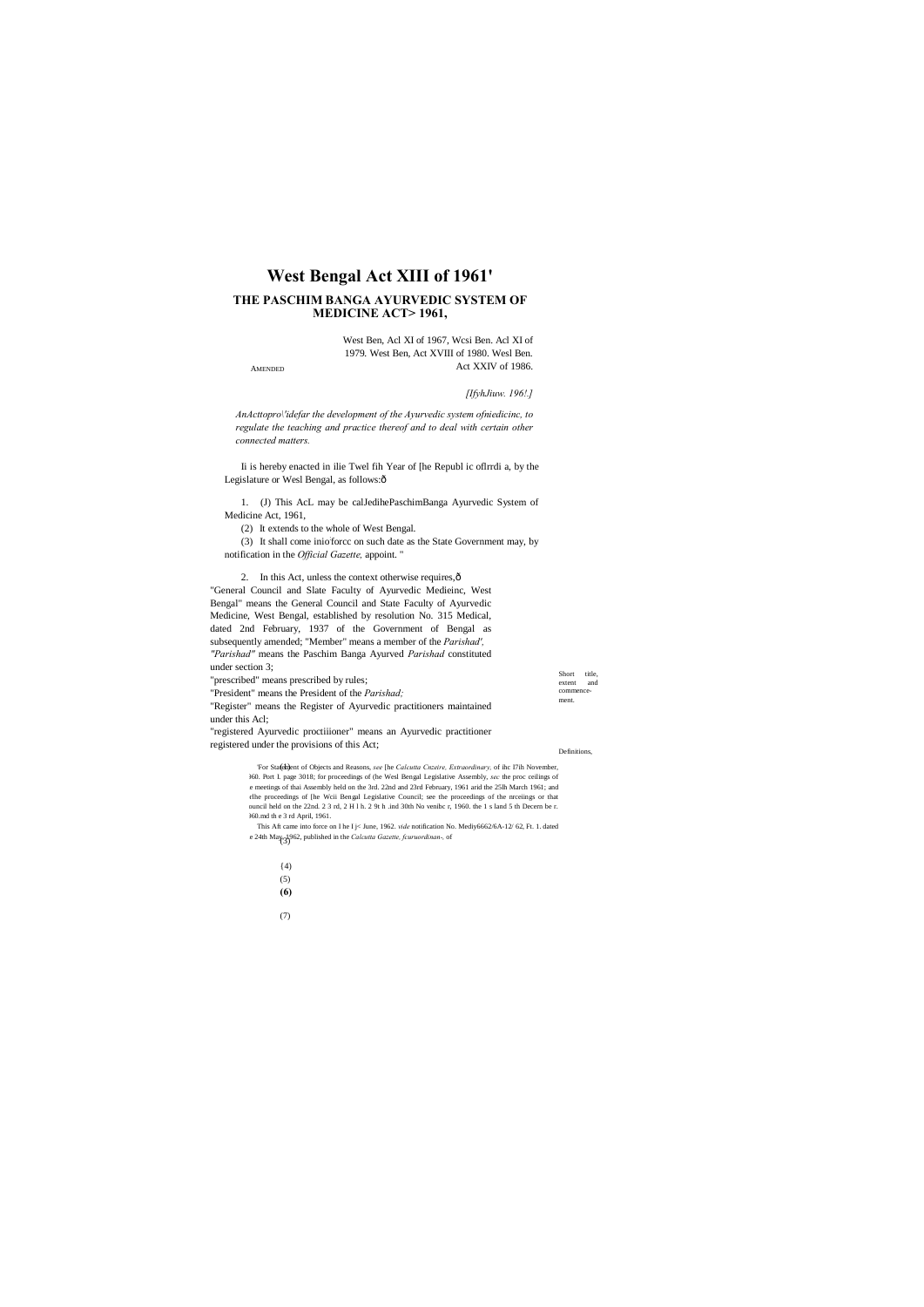# West Bengal Act XIII of 1961'

## THE PASCHIM BANGA AYURVEDIC SYSTEM OF MEDICINE ACT> 1961,

AMENDED

West Ben, Acl XI of 1967, Wcsi Ben. Acl XI of 1979. West Ben, Act XVIII of 1980. Wesl Ben. Act XXIV of 1986.

*[IfyhJiuw. 196!.]*

*AnActtopro\'idefar the development of the Ayurvedic system ofniedicinc, to regulate the teaching and practice thereof and to deal with certain other connected matters.*

Ii is hereby enacted in ilie Twel fih Year of [he Republ ic oflrrdi a, by the Legislature or Wesl Bengal, as follows:ô

Short title, extent and commencement.

1. (J) This AcL may be calJedihePaschimBanga Ayurvedic System of Medicine Act, 1961,

(2) It extends to the whole of West Bengal.

(3) It shall come inio'forcc on such date as the State Government may, by notification in the *Official Gazette,* appoint. "

Definitions,

2. In this Act, unless the context otherwise requires,ô

(1) "General Council and Slate Faculty of Ayurvedic Medieinc, West Bengal" means the General Council and State Faculty of Ayurvedic Medicine, West Bengal, established by resolution No. 315 Medical, dated 2nd February, 1937 of the Government of Bengal as subsequently amended;

(2) "Member" means a member of the *Parishad',*

(3) *"Parishad"* means the Paschim Banga Ayurved *Parishad* constituted under section 3;

(4) "prescribed" means prescribed by rules;

(5) "President" means the President of the *Parishad;*

**(6)** "Register" means the Register of Ayurvedic practitioners maintained under this Acl;

(7) "registered Ayurvedic proctiiioner" means an Ayurvedic practitioner registered under the provisions of this Act;

'For Statement of Objects and Reasons, *see* [he *Calcutta Cnzeire, Extraordinary,* of ihc I7lh November, Ɔ60. Port I. page 3018; for proceedings of (he Wesl Bengal Legislative Assembly, *sec* the proc ceilings of e meetings of thai Assembly held on the 3rd. 22nd and 23rd February, 1961 arid the 25lh March 1961; and rlhe proceedings of [he Wcii Bengal Legislative Council; see the proceedings of the nrceiings or that ouncil held on the 22nd. 2 3 rd, 2 H l h. 2 9t h .ind 30th No venibc r, 1960. the 1 s land 5 th Decern be r. Ɔ60.md th e 3 rd April, 1961.

This Aft came into force on l he I j< June, 1962. *vide* notification No. Mediy6662/6A-12/ 62, Ft. 1. dated e 24th May, 1962, published in the *Calcutta Gazette, fcuruordinan-,* of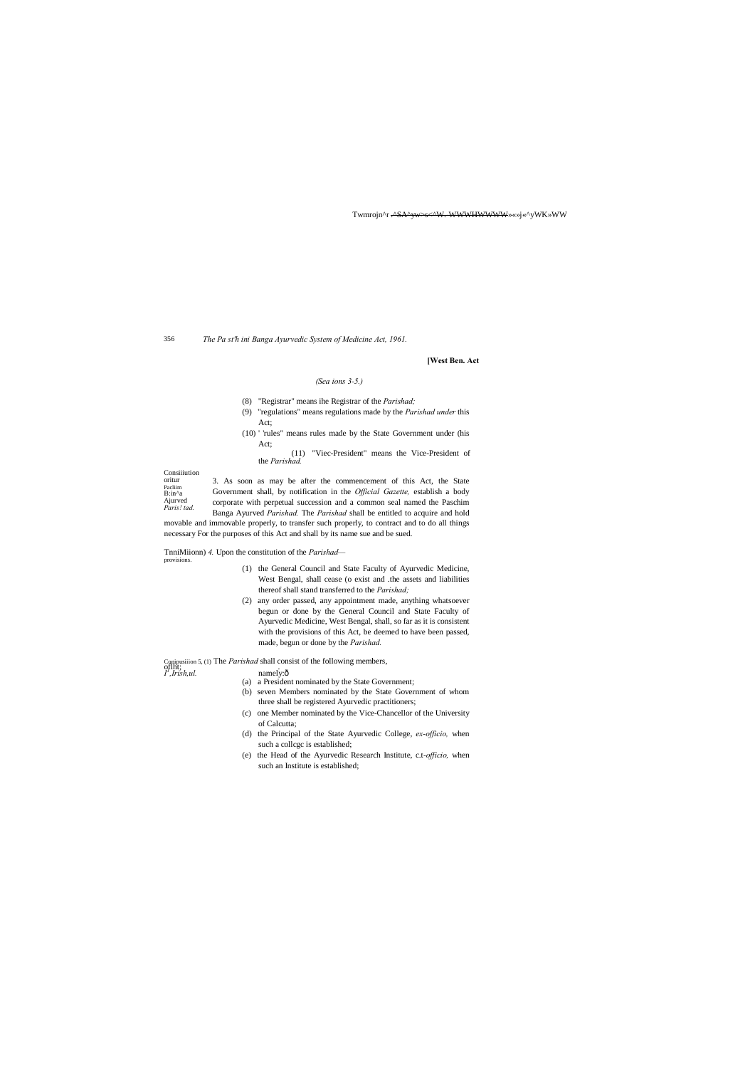*(Sea ions 3-5.)*

(8) "Registrar" means ihe Registrar of the *Parishad;*

(9) "regulations" means regulations made by the *Parishad under* this Act;

(10) ' 'rules" means rules made by the State Government under (his Act;

(11) "Viec-President" means the Vice-President of the *Parishad.*

Consiiiution oritur Pacliim B:in^a Ajurved *Paris! tad.*

3. As soon as may be after the commencement of this Act, the State Government shall, by notification in the *Official Gazette,* establish a body corporate with perpetual succession and a common seal named the Paschim Banga Ayurved *Parishad.* The *Parishad* shall be entitled to acquire and hold movable and immovable properly, to transfer such properly, to contract and to do all things necessary For the purposes of this Act and shall by its name sue and be sued.

TnniMiionn) provisions. *4.* Upon the constitution of the *Parishad*—

(1) the General Council and State Faculty of Ayurvedic Medicine, West Bengal, shall cease (o exist and .the assets and liabilities thereof shall stand transferred to the *Parishad;*

(2) any order passed, any appointment made, anything whatsoever begun or done by the General Council and State Faculty of Ayurvedic Medicine, West Bengal, shall, so far as it is consistent with the provisions of this Act, be deemed to have been passed, made, begun or done by the *Parishad.*

Conipusiiion ofihi; *I',Irish,ul.* 5, (1) The *Parishad* shall consist of the following members, namely:ð

(a) a President nominated by the State Government;

(b) seven Members nominated by the State Government of whom three shall be registered Ayurvedic practitioners;

(c) one Member nominated by the Vice-Chancellor of the University of Calcutta;

(d) the Principal of the State Ayurvedic College, *ex-officio,* when such a collcgc is established;

(e) the Head of the Ayurvedic Research Institute, c.t-*officio,* when such an Institute is established;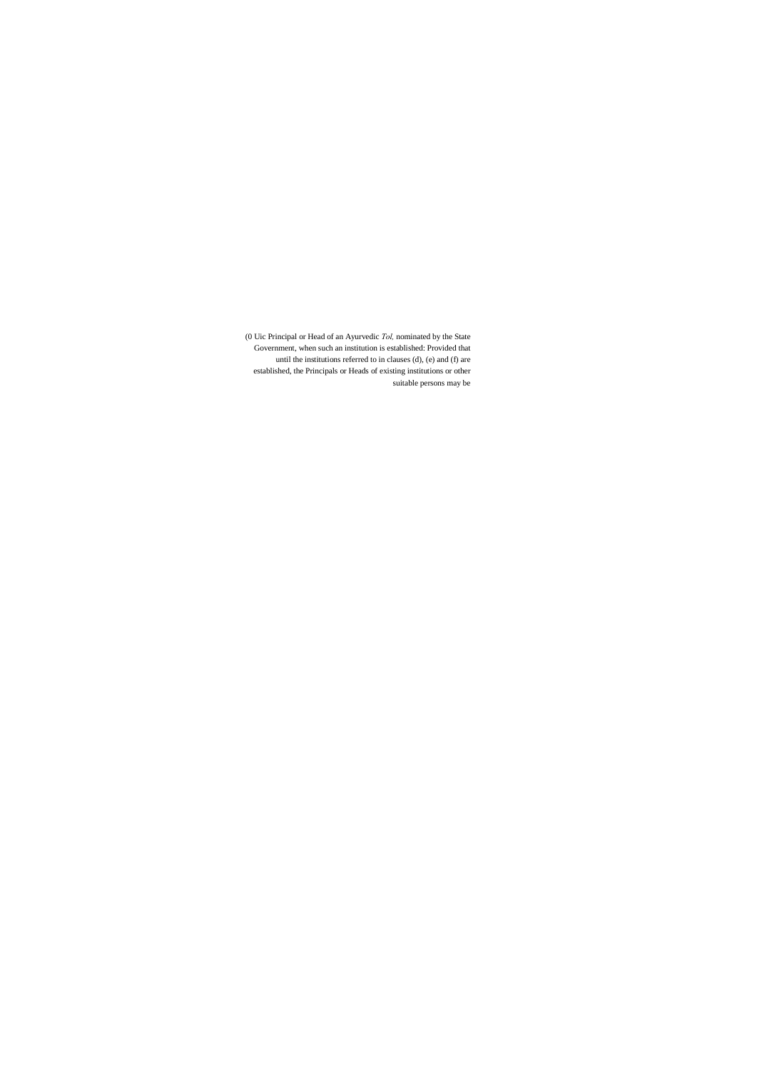(0 Uic Principal or Head of an Ayurvedic *Tol,* nominated by the State Government, when such an institution is established: Provided that until the institutions referred to in clauses (d), (e) and (f) are established, the Principals or Heads of existing institutions or other suitable persons may be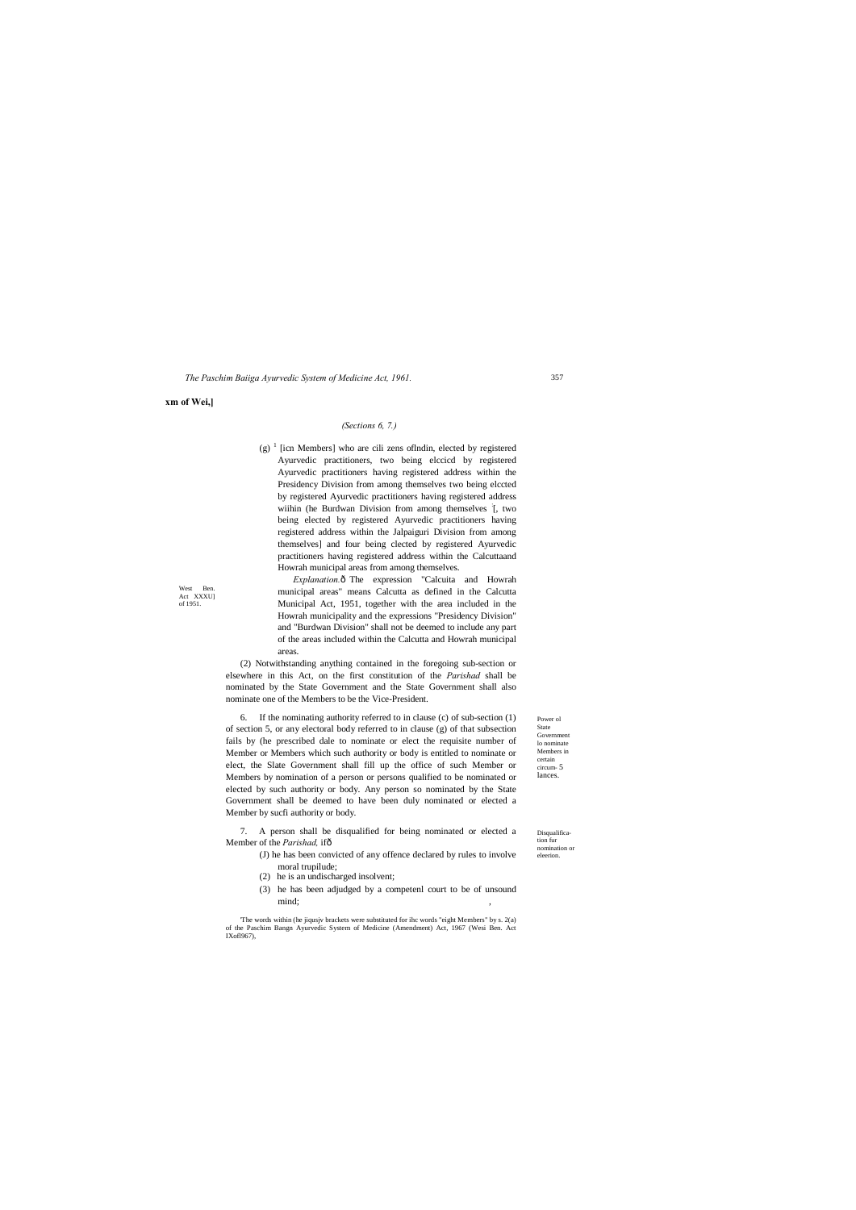**xm of Wei,]**

*(Sections 6, 7.)*

(g) [1] [icn Members] who are cili zens oflndin, elected by registered Ayurvedic practitioners, two being elccicd by registered Ayurvedic practitioners having registered address within the Presidency Division from among themselves two being elccted by registered Ayurvedic practitioners having registered address wiihin (he Burdwan Division from among themselves '[, two being elected by registered Ayurvedic practitioners having registered address within the Jalpaiguri Division from among themselves] and four being clected by registered Ayurvedic practitioners having registered address within the Calcuttaand Howrah municipal areas from among themselves.

West Ben. Act XXXU] of 1951.

*Explanation.*ô The expression "Calcuita and Howrah municipal areas" means Calcutta as defined in the Calcutta Municipal Act, 1951, together with the area included in the Howrah municipality and the expressions "Presidency Division" and "Burdwan Division" shall not be deemed to include any part of the areas included within the Calcutta and Howrah municipal areas.

(2) Notwithstanding anything contained in the foregoing sub-section or elsewhere in this Act, on the first constitution of the *Parishad* shall be nominated by the State Government and the State Government shall also nominate one of the Members to be the Vice-President.

Power ol State Government lo nominate Members in certain circum- 5 lances.

6. If the nominating authority referred to in clause (c) of sub-section (1) of section 5, or any electoral body referred to in clause (g) of that subsection fails by (he prescribed dale to nominate or elect the requisite number of Member or Members which such authority or body is entitled to nominate or elect, the Slate Government shall fill up the office of such Member or Members by nomination of a person or persons qualified to be nominated or elected by such authority or body. Any person so nominated by the State Government shall be deemed to have been duly nominated or elected a Member by sucfi authority or body.

Disqualifica- tion fur nomination or eleerion.

7. A person shall be disqualified for being nominated or elected a Member of the *Parishad,* ifô

(J) he has been convicted of any offence declared by rules to involve moral trupilude;

(2) he is an undischarged insolvent;

(3) he has been adjudged by a competenl court to be of unsound mind;

'The words within (he jiqusjv brackets were substituted for ihc words "eight Members" by s. 2(a) of the Paschim Bangn Ayurvedic System of Medicine (Amendment) Act, 1967 (Wesi Ben. Act IXofl967),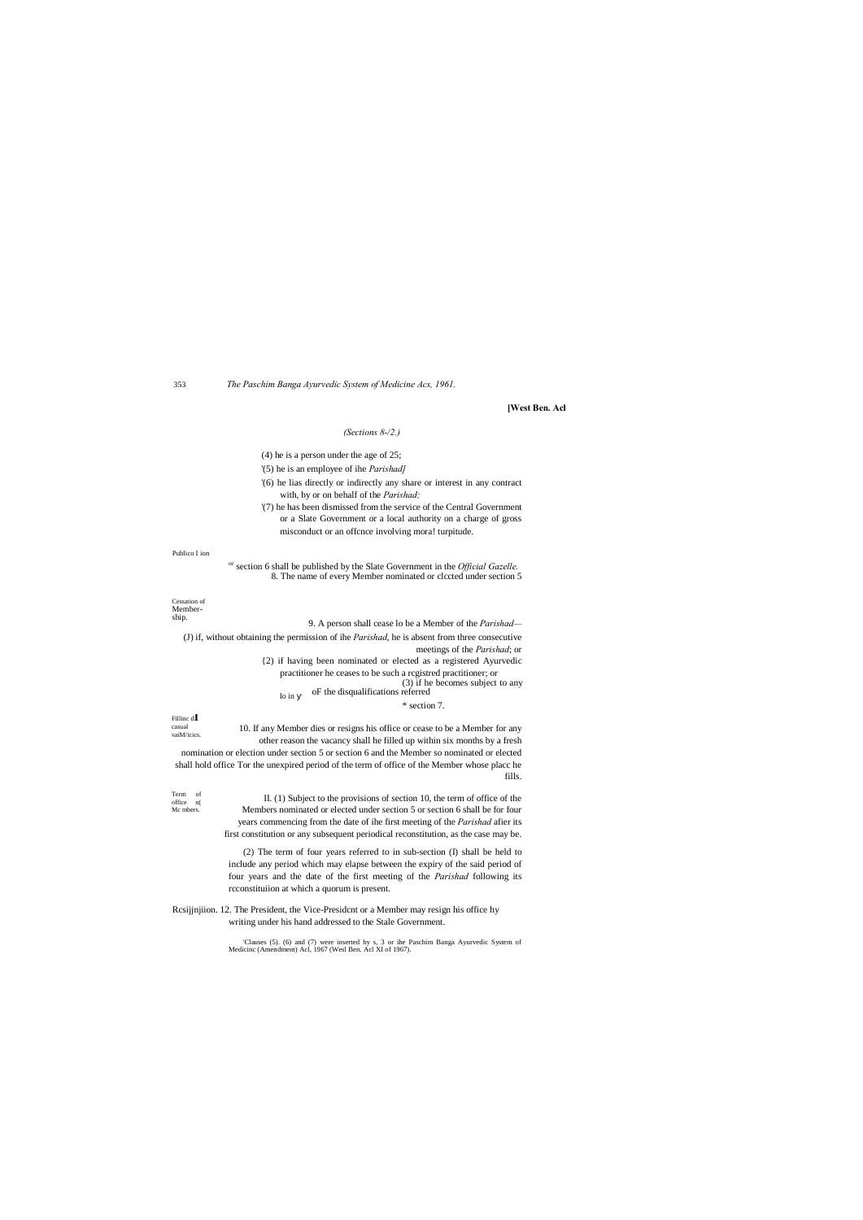[West Ben. Acl

*(Sections 8-/2.)*

(4) he is a person under the age of 25;

[1](5) he is an employee of ihe *Parishad]*

[1](6) he lias directly or indirectly any share or interest in any contract with, by or on behalf of the *Parishad;*

[1](7) he has been dismissed from the service of the Central Government or a Slate Government or a local authority on a charge of gross misconduct or an offcnce involving mora! turpitude.

Publico I ion

8. The name of every Member nominated or clccted under section 5 or section 6 shall be published by the Slate Government in the *Official Gazelle.*

Cessation of Membership.

9. A person shall cease lo be a Member of the *Parishad*—

(J) if, without obtaining the permission of ihe *Parishad*, he is absent from three consecutive meetings of the *Parishad*; or

(2) if having been nominated or elected as a registered Ayurvedic practitioner he ceases to be such a rcgistred practitioner; or

(3) if he becomes subject to any oF the disqualifications referred lo in section 7.

Fillinc of casual vaiM/icics.

10. If any Member dies or resigns his office or cease to be a Member for any other reason the vacancy shall he filled up within six months by a fresh nomination or election under section 5 or section 6 and the Member so nominated or elected shall hold office Tor the unexpired period of the term of office of the Member whose placc he fills.

Term of office of Mc mbers.

II. (1) Subject to the provisions of section 10, the term of office of the Members nominated or elected under section 5 or section 6 shall be for four years commencing from the date of ihe first meeting of the *Parishad* afier its first constitution or any subsequent periodical reconstitution, as the case may be.

(2) The term of four years referred to in sub-section (I) shall be held to include any period which may elapse between the expiry of the said period of four years and the date of the first meeting of the *Parishad* following its rcconstituiion at which a quorum is present.

Rcsijjnjiion. 12. The President, the Vice-Presidcnt or a Member may resign his office hy writing under his hand addressed to the Stale Government.

[1]Clauses (5). (6) and (7) were inserted by s, 3 or ihe Paschim Banga Ayurvedic System of Medicinc (Amendment) Acl, 1967 (Wesl Ben. Acl XI of 1967).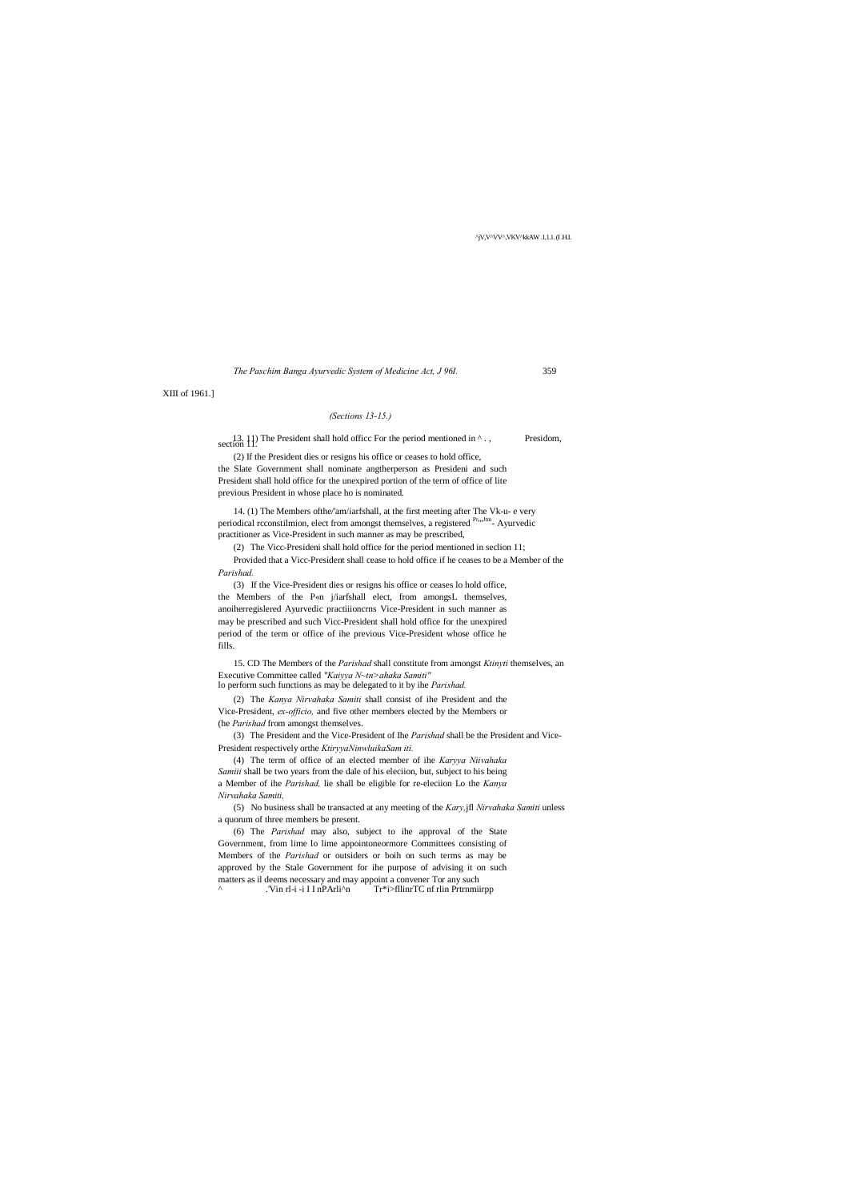XIII of 1961.]

*(Sections 13-15.)*

13. 11) The President shall hold officc For the period mentioned in ^ . , section 11. Presidom,

(2) If the President dies or resigns his office or ceases to hold office, the Slate Government shall nominate angtherperson as Presideni and such President shall hold office for the unexpired portion of the term of office of lite previous President in whose place ho is nominated.

14. (1) The Members ofthe/'am/iarfshall, at the first meeting after The Vk-u- e very periodical rcconstilmion, elect from amongst themselves, a registered Pr,n,Jtm- Ayurvedic practitioner as Vice-President in such manner as may be prescribed,

(2) The Vicc-Presideni shall hold office for the period mentioned in seclion 11;

Provided that a Vicc-President shall cease to hold office if he ceases to be a Member of the *Parishad.*

(3) If the Vice-President dies or resigns his office or ceases lo hold office, the Members of the P«n j/iarfshall elect, from amongsL themselves, anoiherregislered Ayurvedic practiiioncrns Vice-President in such manner as may be prescribed and such Vicc-President shall hold office for the unexpired period of the term or office of ihe previous Vice-President whose office he fills.

15. CD The Members of the *Parishad* shall constitute from amongst *Ktinyti* themselves, an Executive Committee called *"Kaiyya N~tn>ahaka Samiti"* lo perform such functions as may be delegated to it by ihe *Parishad.*

(2) The *Kanya Nirvahaka Samiti* shall consist of ihe President and the Vice-President, *ex-officio,* and five other members elected by the Members or (he *Parishad* from amongst themselves.

(3) The President and the Vice-President of lhe *Parishad* shall be the President and Vice-President respectively orthe *KtiryyaNinwluikaSam iti.*

(4) The term of office of an elected member of ihe *Karyya Niivahaka Samiii* shall be two years from the dale of his eleciion, but, subject to his being a Member of ihe *Parishad,* lie shall be eligible for re-eleciion Lo the *Kanya Nirvahaka Samiti,*

(5) No business shall be transacted at any meeting of the *Kary.*jfl *Nirvahaka Samiti* unless a quorum of three members be present.

(6) The *Parishad* may also, subject to ihe approval of the State Government, from Iime lo lime appointoneormore Committees consisting of Members of the *Parishad* or outsiders or boih on such terms as may be approved by the Stale Government for ihe purpose of advising it on such matters as il deems necessary and may appoint a convener Tor any such

^ .'Vin rl-i -i I I nPArli^n Tr*i>fllinrTC nf rlin Prtrnmiirpp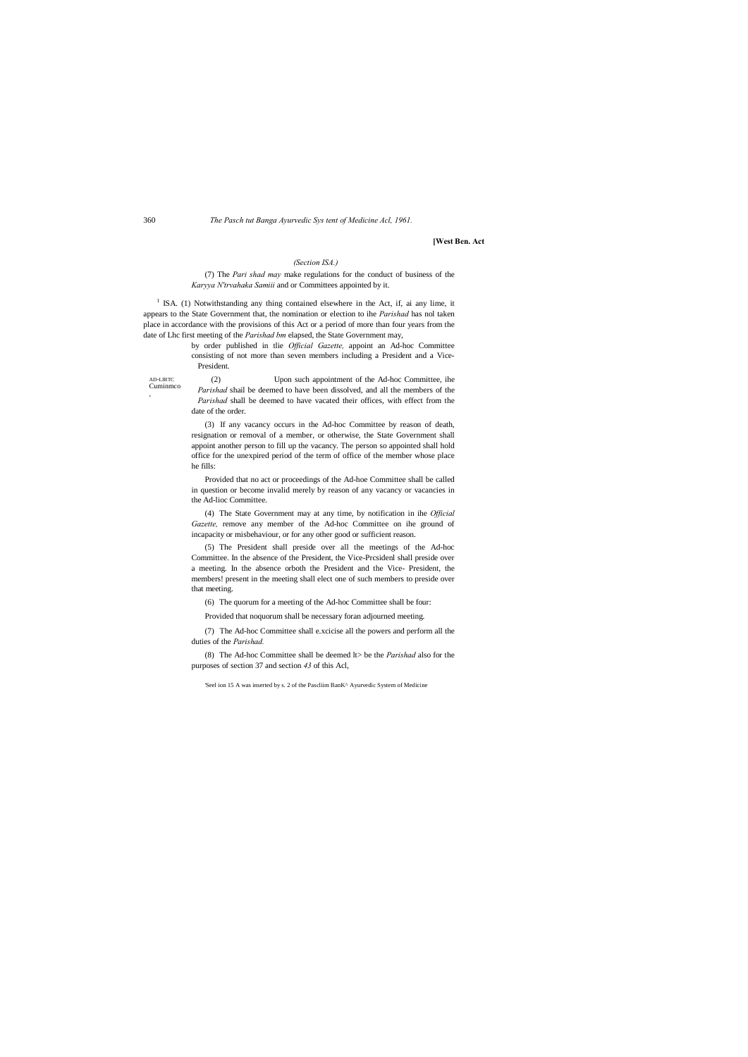*(Section ISA.)*

(7) The *Pari shad may* make regulations for the conduct of business of the *Karyya N'trvahaka Samiii* and or Committees appointed by it.

[1] ISA. (1) Notwithstanding any thing contained elsewhere in the Act, if, ai any lime, it appears to the State Government that, the nomination or election to ihe *Parishad* has nol taken place in accordance with the provisions of this Act or a period of more than four years from the date of Lhc first meeting of the *Parishad bm* elapsed, the State Government may,

by order published in tlie *Official Gazette,* appoint an Ad-hoc Committee consisting of not more than seven members including a President and a Vice-President.

AD-LIRTC Cuminmco ,

(2) Upon such appointment of the Ad-hoc Committee, ihe *Parishad* shall be deemed to have been dissolved, and all the members of the *Parishad* shall be deemed to have vacated their offices, with effect from the date of the order.

(3) If any vacancy occurs in the Ad-hoc Committee by reason of death, resignation or removal of a member, or otherwise, the State Government shall appoint another person to fill up the vacancy. The person so appointed shall hold office for the unexpired period of the term of office of the member whose place he fills:

Provided that no act or proceedings of the Ad-hoe Committee shall be called in question or become invalid merely by reason of any vacancy or vacancies in the Ad-lioc Committee.

(4) The State Government may at any time, by notification in ihe *Official Gazette,* remove any member of the Ad-hoc Committee on ihe ground of incapacity or misbehaviour, or for any other good or sufficient reason.

(5) The President shall preside over all the meetings of the Ad-hoc Committee. In the absence of the President, the Vice-Prcsidenl shall preside over a meeting. In the absence orboth the President and the Vice- President, the members! present in the meeting shall elect one of such members to preside over that meeting.

(6) The quorum for a meeting of the Ad-hoc Committee shall be four:

Provided that noquorum shall be necessary foran adjourned meeting.

(7) The Ad-hoc Committee shall e.xcicise all the powers and perform all the duties of the *Parishad.*

(8) The Ad-hoc Committee shall be deemed lt> be the *Parishad* also for the purposes of section 37 and section *43* of this Acl,

'Seel ion 15 A was inserted by s. 2 of the Pascliim BanK^ Ayurvedic System of Medicine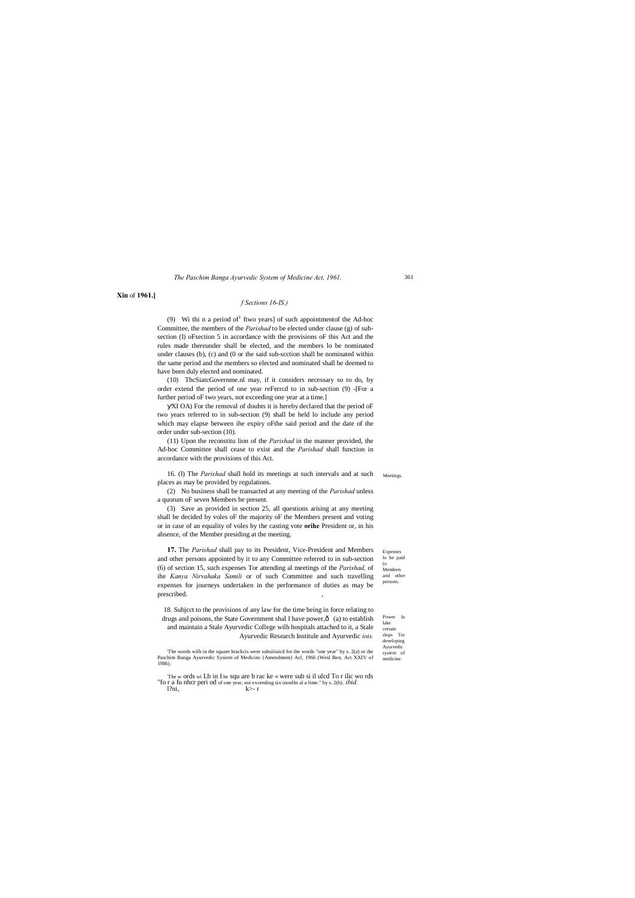**Xin** of **1961.]**

*f Sections 16-IS.)*

(9) Wi thi n a period of[1] ftwo years] of such appointmentof the Ad-hoc Committee, the members of the *Parishad* to be elected under clause (g) of sub-section (I) oFsection 5 in accordance with the provisions oF this Act and the rules made thereunder shall be elected, and the members lo be nominated under clauses (b), (c) and (0 or the said sub-scction shall be nominated within the same period and the members so elected and nominated shall be deemed to have been duly elected and nominated.

(10) ThcSiatcGovernme.nl may, if it considers necessary so to do, by order extend the period of one year reFerrcd to in sub-section (9) -[For a further period oF two years, not exceeding one year at a time.]

уXI OA) For the removal of doubts it is hereby declared that the period oF two years referred to in sub-section (9) shall be held lo include any period which may elapse between ihe expiry oFthe said period and the date of the order under sub-section (10).

(11) Upon the reconstitu lion of the *Parishad* in the manner provided, the Ad-hoc Committee shall cease to exist and the *Parishad* shall function in accordance with the provisions of this Act.

Meeiings.

16. (I) The *Parishad* shall hold its meetings at such intervals and at such places as may be provided by regulations.

(2) No business shall be transacted at any meeting of the *Parishad* unless a quorum oF seven Members be present.

(3) Save as provided in section 25, all questions arising at any meeting shall be decided by voles oF the majority oF the Members present and voting or in case of an equality of voles by the casting vote **orihe** President or, in his absence, of the Member presiding at the meeting.

Expenses lo be paid (o Members and other persons.

**17.** The *Parishad* shall pay to its President, Vice-President and Members and other persons appointed by it to any Committee referred to in sub-section (6) of section 15, such expenses Tor attending al meetings of the *Parishad,* of ihe *Kanya Nirvahaka Samili* or of such Committee and such travelling expenses for journeys undertaken in the performance of duties as may be prescribed.

Power lo lake certain sleps Tor developing Ayurvedic sysiem of medicine.

18. Subjcct to the provisions of any law for the time being in force relating to drugs and poisons, the State Government shal I have power,ð (a) to establish and maintain a Stale Ayurvedic College wilh hospitals attached to it, a Stale Ayurvedic Research Institule and Ayurvedic *iois.*

[1]The words wilh in the square brackcis were subsiiiuicd for ihe words "one year" by s. 2(a) or ihe Paschim Banga Ayurvedic Sysiem of Medicinc (Amendment) Acl, 1966 (Wesl Ben, Act XXIV of 1986).

[2]The w ords wi Lb in I he squ are b rac ke « were sub si il ulcd To r ilic wo rds "fo r a fu nhcr peri od of one year, noi exceeding six inonlhs al a lime." by s. 2(b). *ibid.*

l?ni, k>- r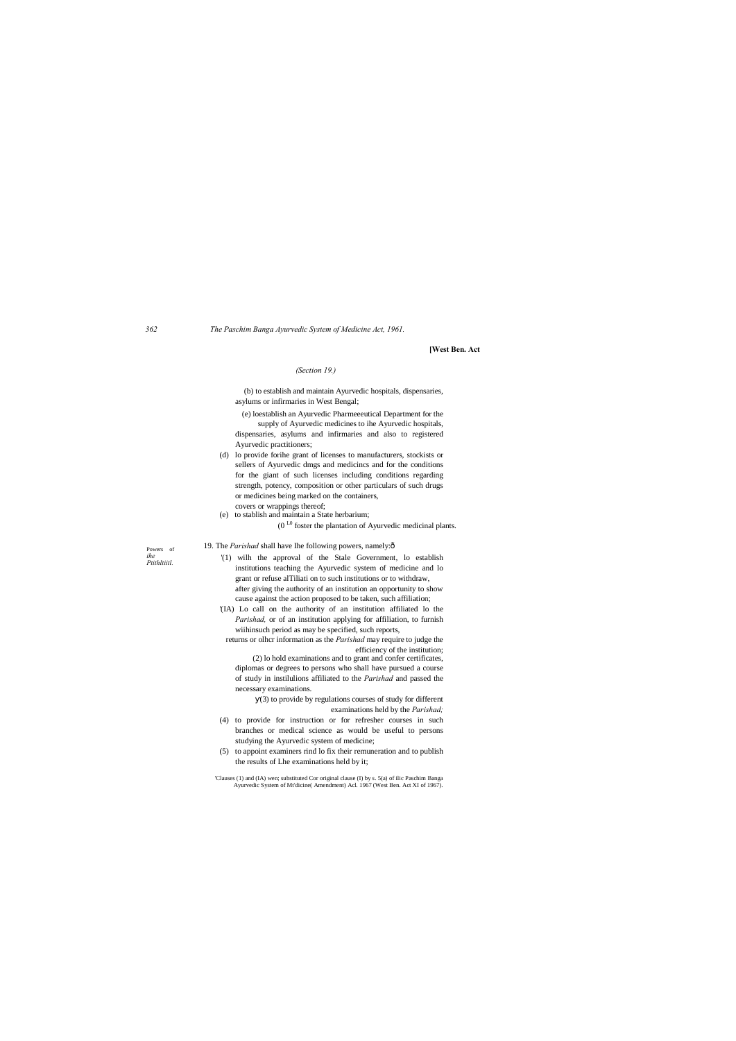*(Section 19.)*

(b) to establish and maintain Ayurvedic hospitals, dispensaries, asylums or infirmaries in West Bengal;

(e) loestablish an Ayurvedic Pharmeeeutical Department for the supply of Ayurvedic medicines to ihe Ayurvedic hospitals, dispensaries, asylums and infirmaries and also to registered Ayurvedic practitioners;

(d) lo provide forihe grant of licenses to manufacturers, stockists or sellers of Ayurvedic dmgs and medicincs and for the conditions for the giant of such licenses including conditions regarding strength, potency, composition or other particulars of such drugs or medicines being marked on the containers, covers or wrappings thereof;

(e) to stablish and maintain a State herbarium;

(0 [1,0] foster the plantation of Ayurvedic medicinal plants.

Powers of *ihe Ptithltiitl.*

19. The *Parishad* shall have Ihe following powers, namely:ô

'(1) wilh the approval of the Stale Government, lo establish institutions teaching the Ayurvedic system of medicine and lo grant or refuse alTiliati on to such institutions or to withdraw, after giving the authority of an institution an opportunity to show cause against the action proposed to be taken, such affiliation;

'(IA) Lo call on the authority of an institution affiliated lo the *Parishad,* or of an institution applying for affiliation, to furnish wiihinsuch period as may be specified, such reports, returns or olhcr information as the *Parishad* may require to judge the efficiency of the institution;

(2) lo hold examinations and to grant and confer certificates, diplomas or degrees to persons who shall have pursued a course of study in instilulions affiliated to the *Parishad* and passed the necessary examinations.

γ(3) to provide by regulations courses of study for different examinations held by the *Parishad;*

(4) to provide for instruction or for refresher courses in such branches or medical science as would be useful to persons studying the Ayurvedic system of medicine;

(5) to appoint examiners rind lo fix their remuneration and to publish the results of Lhe examinations held by it;

'Clauses (1) and (IA) wen; substituted Cor original clause (I) by s. 5(a) of ilic Paschim Banga Ayurvedic System of Mt'dicine( Amendment) Acl. 1967 (West Ben. Act XI of 1967).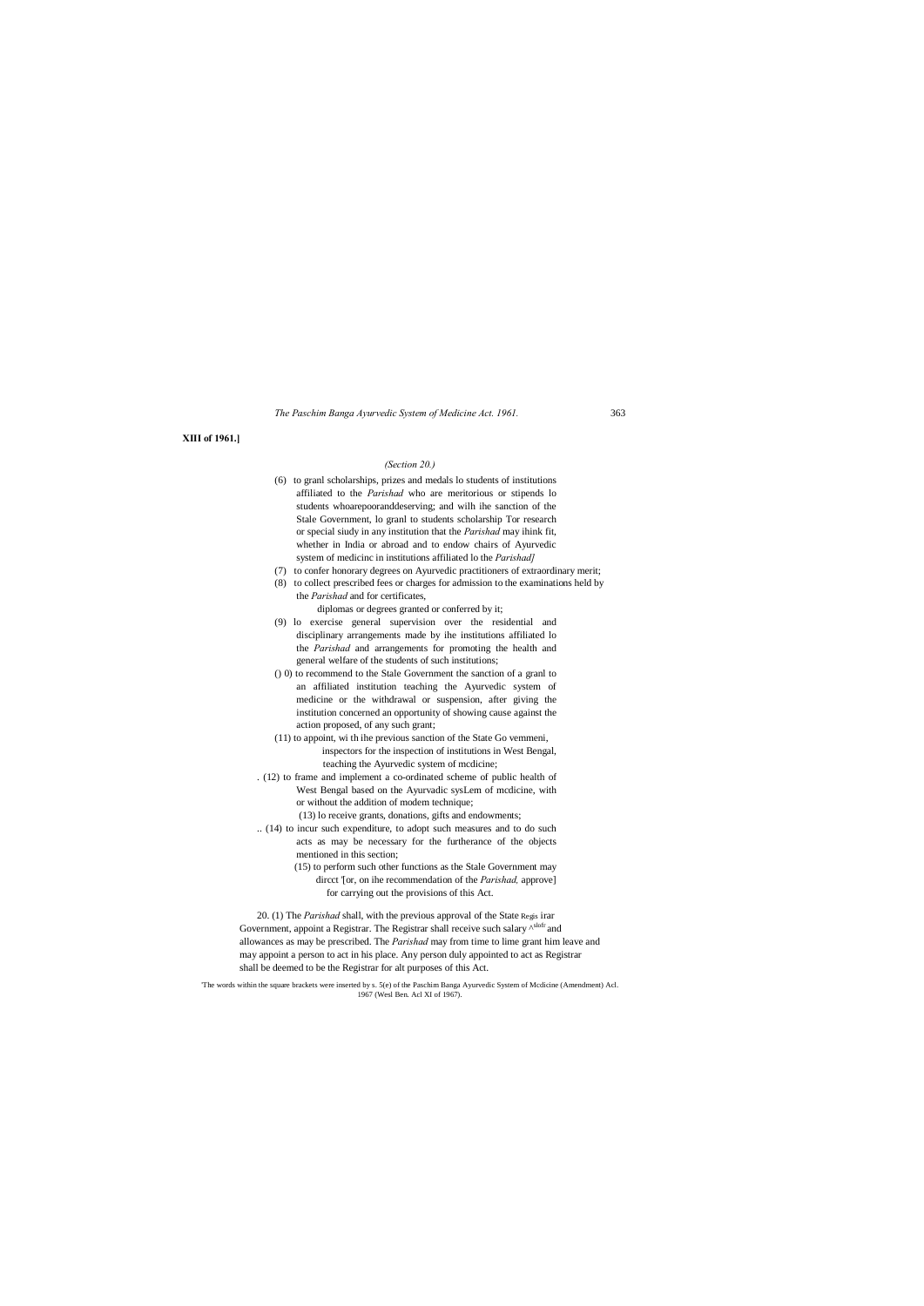**XIII of 1961.]**

*(Section 20.)*

(6) to granl scholarships, prizes and medals lo students of institutions affiliated to the *Parishad* who are meritorious or stipends lo students whoarepooranddeserving; and wilh ihe sanction of the Stale Government, lo granl to students scholarship Tor research or special siudy in any institution that the *Parishad* may ihink fit, whether in India or abroad and to to endow chairs of Ayurvedic system of medicinc in institutions affiliated lo the *Parishad]*

(7) to confer honorary degrees on Ayurvedic practitioners of extraordinary merit;

(8) to collect prescribed fees or charges for admission to the examinations held by the *Parishad* and for certificates, diplomas or degrees granted or conferred by it;

(9) lo exercise general supervision over the residential and disciplinary arrangements made by ihe institutions affiliated lo the *Parishad* and arrangements for promoting the health and general welfare of the students of such institutions;

() 0) to recommend to the Stale Government the sanction of a granl to an affiliated institution teaching the Ayurvedic system of medicine or the withdrawal or suspension, after giving the institution concerned an opportunity of showing cause against the action proposed, of any such grant;

(11) to appoint, wi th ihe previous sanction of the State Go vemmeni, inspectors for the inspection of institutions in West Bengal, teaching the Ayurvedic system of mcdicine;

. (12) to frame and implement a co-ordinated scheme of public health of West Bengal based on the Ayurvadic sysLem of mcdicine, with or without the addition of modem technique;

(13) lo receive grants, donations, gifts and endowments;

.. (14) to incur such expenditure, to adopt such measures and to do such acts as may be necessary for the furtherance of the objects mentioned in this section;

(15) to perform such other functions as the Stale Government may dircct '[or, on ihe recommendation of the *Parishad,* approve] for carrying out the provisions of this Act.

Regis irar

20. (1) The *Parishad* shall, with the previous approval of the State Government, appoint a Registrar. The Registrar shall receive such salary ^slofr and allowances as may be prescribed. The *Parishad* may from time to lime grant him leave and may appoint a person to act in his place. Any person duly appointed to act as Registrar shall be deemed to be the Registrar for alt purposes of this Act.

'The words within the square brackets were inserted by s. 5(e) of the Paschim Banga Ayurvedic System of Mcdicine (Amendment) Acl. 1967 (Wesl Ben. Acl XI of 1967).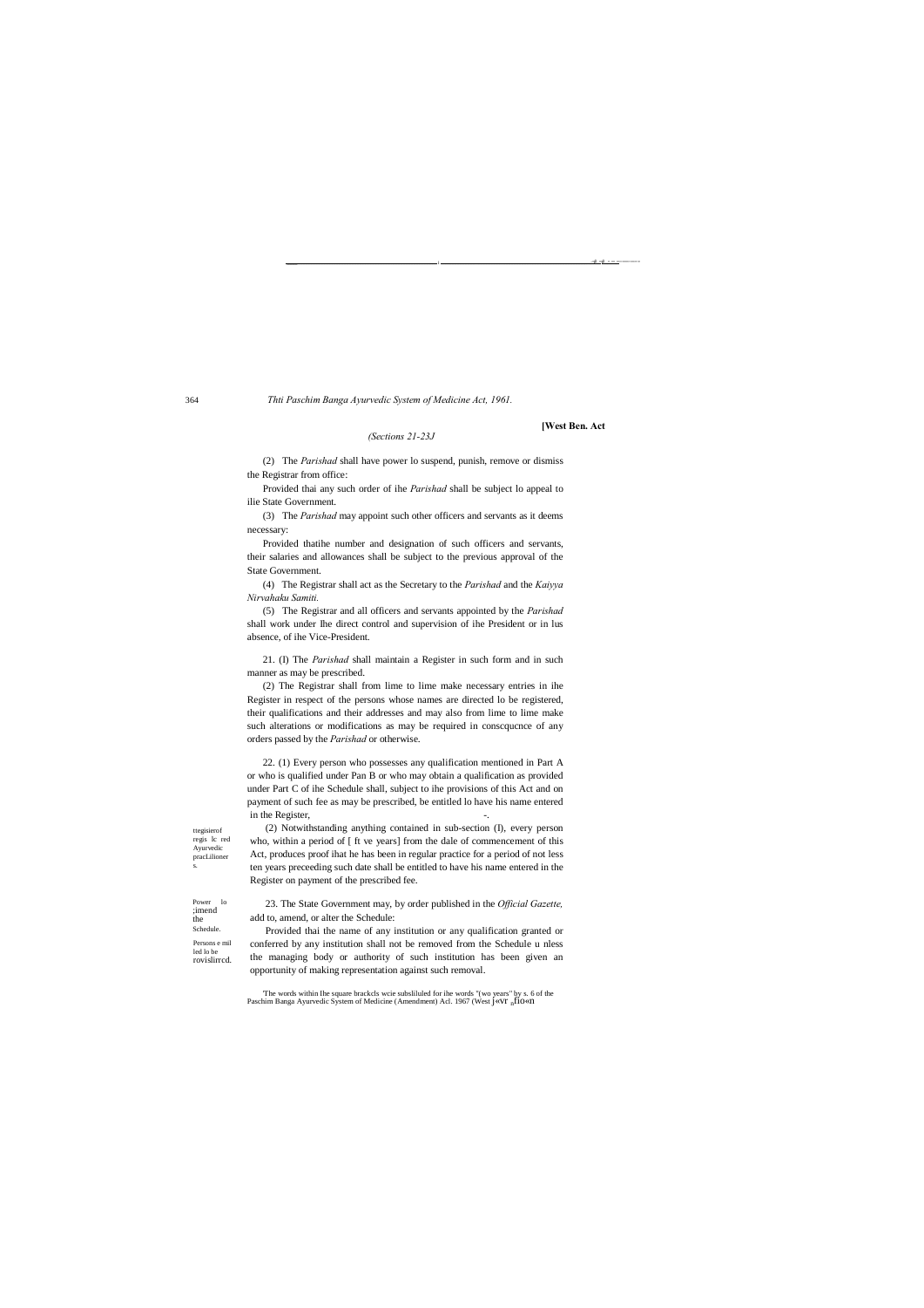*(Sections 21-23J*

(2) The *Parishad* shall have power lo suspend, punish, remove or dismiss the Registrar from office:

Provided thai any such order of ihe *Parishad* shall be subject lo appeal to ilie State Government.

(3) The *Parishad* may appoint such other officers and servants as it deems necessary:

Provided thatihe number and designation of such officers and servants, their salaries and allowances shall be subject to the previous approval of the State Government.

(4) The Registrar shall act as the Secretary to the *Parishad* and the *Kaiyya Nirvahaku Samiti.*

(5) The Registrar and all officers and servants appointed by the *Parishad* shall work under Ihe direct control and supervision of ihe President or in lus absence, of ihe Vice-President.

21. (I) The *Parishad* shall maintain a Register in such form and in such manner as may be prescribed.

(2) The Registrar shall from lime to lime make necessary entries in ihe Register in respect of the persons whose names are directed lo be registered, their qualifications and their addresses and may also from lime to lime make such alterations or modifications as may be required in conscqucnce of any orders passed by the *Parishad* or otherwise.

ttegisierof regis lc red Ayurvedic pracLilioner s.

22. (1) Every person who possesses any qualification mentioned in Part A or who is qualified under Pan B or who may obtain a qualification as provided under Part C of ihe Schedule shall, subject to ihe provisions of this Act and on payment of such fee as may be prescribed, be entitled lo have his name entered in the Register,

(2) Notwithstanding anything contained in sub-section (I), every person who, within a period of [ ft ve years] from the dale of commencement of this Act, produces proof ihat he has been in regular practice for a period of not less ten years preceeding such date shall be entitled to have his name entered in the Register on payment of the prescribed fee.

Power lo ;imend the Schedule.

23. The State Government may, by order published in the *Official Gazette,* add to, amend, or alter the Schedule:

Persons e mil led lo be rovislirrcd.

Provided thai the name of any institution or any qualification granted or conferred by any institution shall not be removed from the Schedule u nless the managing body or authority of such institution has been given an opportunity of making representation against such removal.

'The words within Ihe square brackcls wcie subsliluled for ihe words "(wo years" by s. 6 of the Paschim Banga Ayurvedic System of Medicine (Amendment) Acl. 1967 (West j«vr „fio«n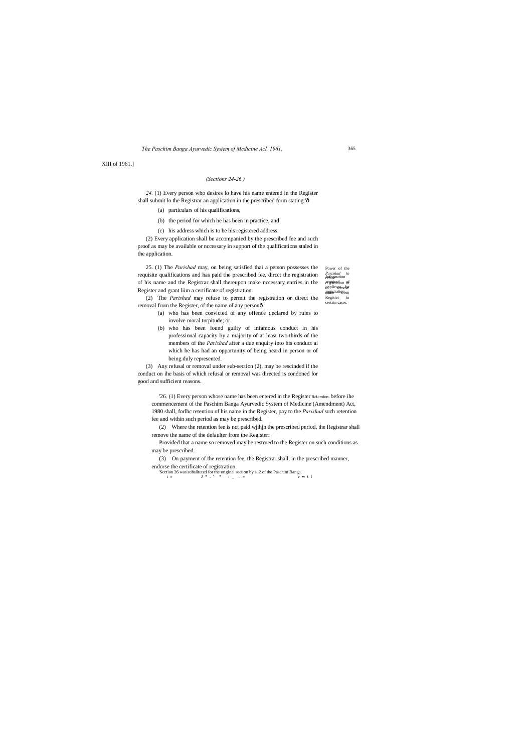XIII of 1961.]

*(Sections 24-26.)*

*24.* (1) Every person who desires lo have his name entered in the Register shall submit lo the Registrar an application in the prescribed form stating:'ð

(a) particulars of his qualifications,

(b) the period for which he has been in practice, and

(c) his address which is to be his registered address.

(2) Every application shall be accompanied by the prescribed fee and such proof as may be available or nccessary in support of the qualifications staled in the application.

Information required of applicant for registration.

Power of the *Parishad* to refuse registration of or remove name from Register in certain cases.

25. (1) The *Parishad* may, on being satisfied thai a person possesses the requisite qualifications and has paid the prescribed fee, dircct the registration of his name and the Registrar shall thereupon make nccessary entries in the Register and grant liim a certificate of registration.

(2) The *Parishad* may refuse to permit the registration or direct the removal from the Register, of the name of any personð

(a) who has been convicted of any offence declared by rules to involve moral turpitude; or

(b) who has been found guilty of infamous conduct in his professional capacity by a majority of at least two-thirds of the members of the *Parishad* after a due enquiry into his conduct ai which he has had an opportunity of being heard in person or of being duly represented.

(3) Any refusal or removal under sub-section (2), may be rescinded if the conduct on ihe basis of which refusal or removal was directed is condoned for good and sufficient reasons.

Rcicmion.

'26. (1) Every person whose name has been entered in the Register before ihe commencement of the Paschim Banga Ayurvedic System of Medicine (Amendment) Act, 1980 shall, forlhc retention of his name in the Register, pay to the *Parishad* such retention fee and within such period as may be prescribed.

(2) Where the retention fee is not paid wjlhjn the prescribed period, the Registrar shall remove the name of the defaulter from the Register:

Provided that a name so removed may be restored to the Register on such conditions as may be prescribed.

(3) On payment of the retention fee, the Registrar shall, in the prescribed manner, endorse the certificate of registration.

'Scction 26 was subsiitutcd for the original section by s. 2 of the Paschim Banga.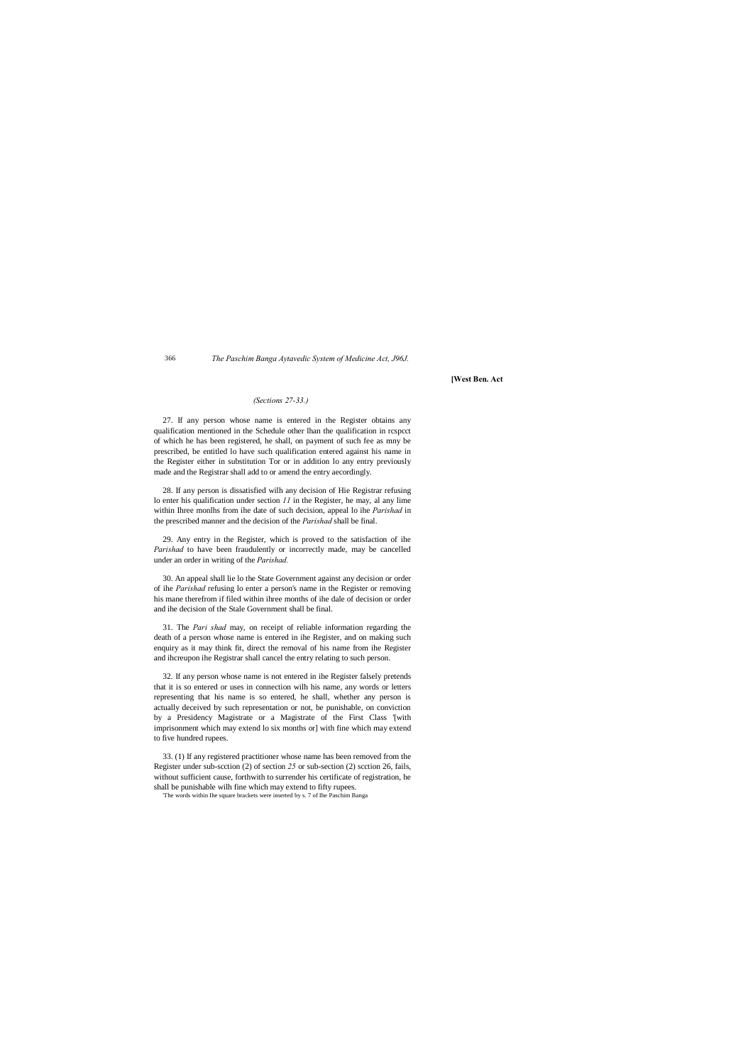*(Sections 27-33.)*

27. If any person whose name is entered in the Register obtains any qualification mentioned in the Schedule other lhan the qualification in rcspcct of which he has been registered, he shall, on payment of such fee as mny be prescribed, be entitled lo have such qualification entered against his name in the Register either in substitution Tor or in addition lo any entry previously made and the Registrar shall add to or amend the entry aecordingly.

28. If any person is dissatisfied wilh any decision of Hie Registrar refusing lo enter his qualification under section *11* in the Register, he may, al any lime within Ihree monlhs from ihe date of such decision, appeal lo ihe *Parishad* in the prescribed manner and the decision of the *Parishad* shall be final.

29. Any entry in the Register, which is proved to the satisfaction of ihe *Parishad* to have been fraudulently or incorrectly made, may be cancelled under an order in writing of the *Parishad.*

30. An appeal shall lie lo the State Government against any decision or order of ihe *Parishad* refusing lo enter a person's name in the Register or removing his mane therefrom if filed within ihree months of ihe dale of decision or order and ihe decision of the Stale Government shall be final.

31. The *Pari shad* may, on receipt of reliable information regarding the death of a person whose name is entered in ihe Register, and on making such enquiry as it may think fit, direct the removal of his name from ihe Register and ihcreupon ihe Registrar shall cancel the entry relating to such person.

32. If any person whose name is not entered in ihe Register falsely pretends that it is so entered or uses in connection wilh his name, any words or letters representing that his name is so entered, he shall, whether any person is actually deceived by such representation or not, be punishable, on conviction by a Presidency Magistrate or a Magistrate of the First Class '[with imprisonment which may extend lo six months or] with fine which may extend to five hundred rupees.

33. (1) If any registered practitioner whose name has been removed from the Register under sub-scction (2) of section *25* or sub-section (2) scction 26, fails, without sufficient cause, forthwith to surrender his certificate of registration, he shall be punishable wilh fine which may extend to fifty rupees.

'The words within Ihe square brackets were inserted by s. 7 of Ihe Paschim Banga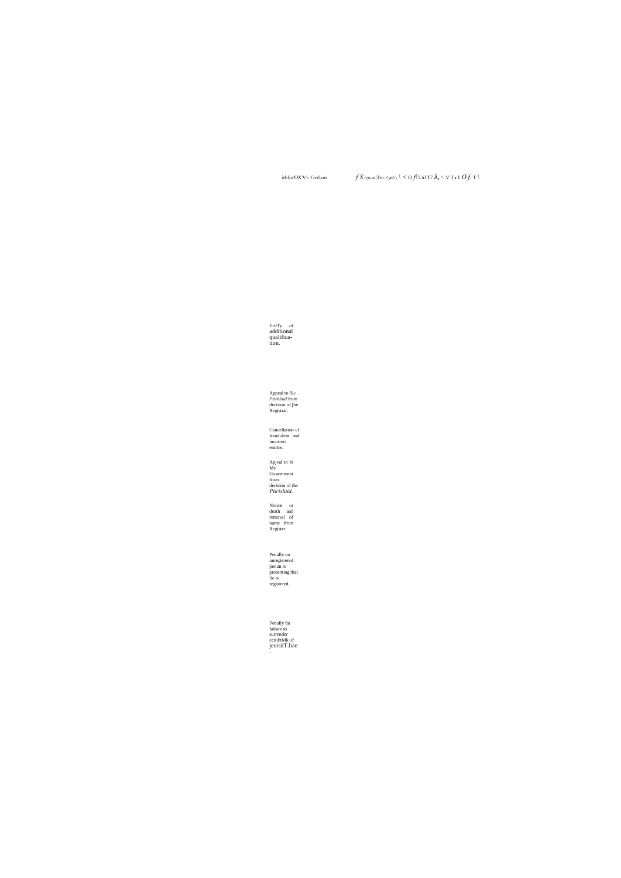ErtlTy of additional qualifica- tion.

Appeal to *llie Pttrhhtid* from decision of [he Registrar.

Cancellation uf fraudulent and incorrect entries.

Apjval to St Me Government from decision of the *Ptirisluid.*

Notice or death and removal of name from Register.

Penally on unregistered penun re presenting that lie is registered.

Penally far failure to surrender cciiifitMk uf jeoisiiT.lian .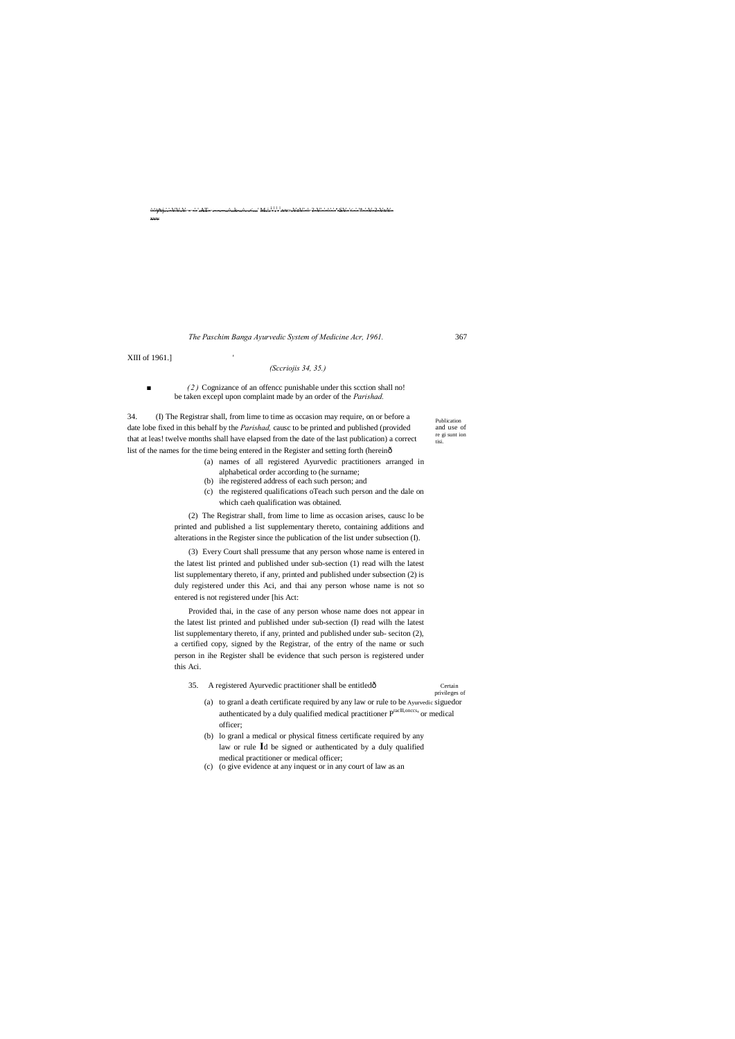XIII of 1961.]

*(Sections 34, 35.)*

(2) Cognizance of an offence punishable under this section shall not be taken except upon complaint made by an order of the *Parishad.*

Publication and use of registration list.

34. (1) The Registrar shall, from time to time as occasion may require, on or before a date to be fixed in this behalf by the *Parishad,* cause to be printed and published (provided that at least twelve months shall have elapsed from the date of the last publication) a correct list of the names for the time being entered in the Register and setting forth (herein—

(a) names of all registered Ayurvedic practitioners arranged in alphabetical order according to the surname;

(b) the registered address of each such person; and

(c) the registered qualifications of each such person and the date on which each qualification was obtained.

(2) The Registrar shall, from time to time as occasion arises, cause to be printed and published a list supplementary thereto, containing additions and alterations in the Register since the publication of the list under subsection (1).

(3) Every Court shall presume that any person whose name is entered in the latest list printed and published under sub-section (1) read with the latest list supplementary thereto, if any, printed and published under subsection (2) is duly registered under this Act, and that any person whose name is not so entered is not registered under this Act:

Provided that, in the case of any person whose name does not appear in the latest list printed and published under sub-section (1) read with the latest list supplementary thereto, if any, printed and published under sub- section (2), a certified copy, signed by the Registrar, of the entry of the name or such person in the Register shall be evidence that such person is registered under this Act.

Certain privileges of Ayurvedic practitioners.

35. A registered Ayurvedic practitioner shall be entitled—

(a) to grant a death certificate required by any law or rule to be signed or authenticated by a duly qualified medical practitioner or medical officer;

(b) to grant a medical or physical fitness certificate required by any law or rule to be signed or authenticated by a duly qualified medical practitioner or medical officer;

(c) to give evidence at any inquest or in any court of law as an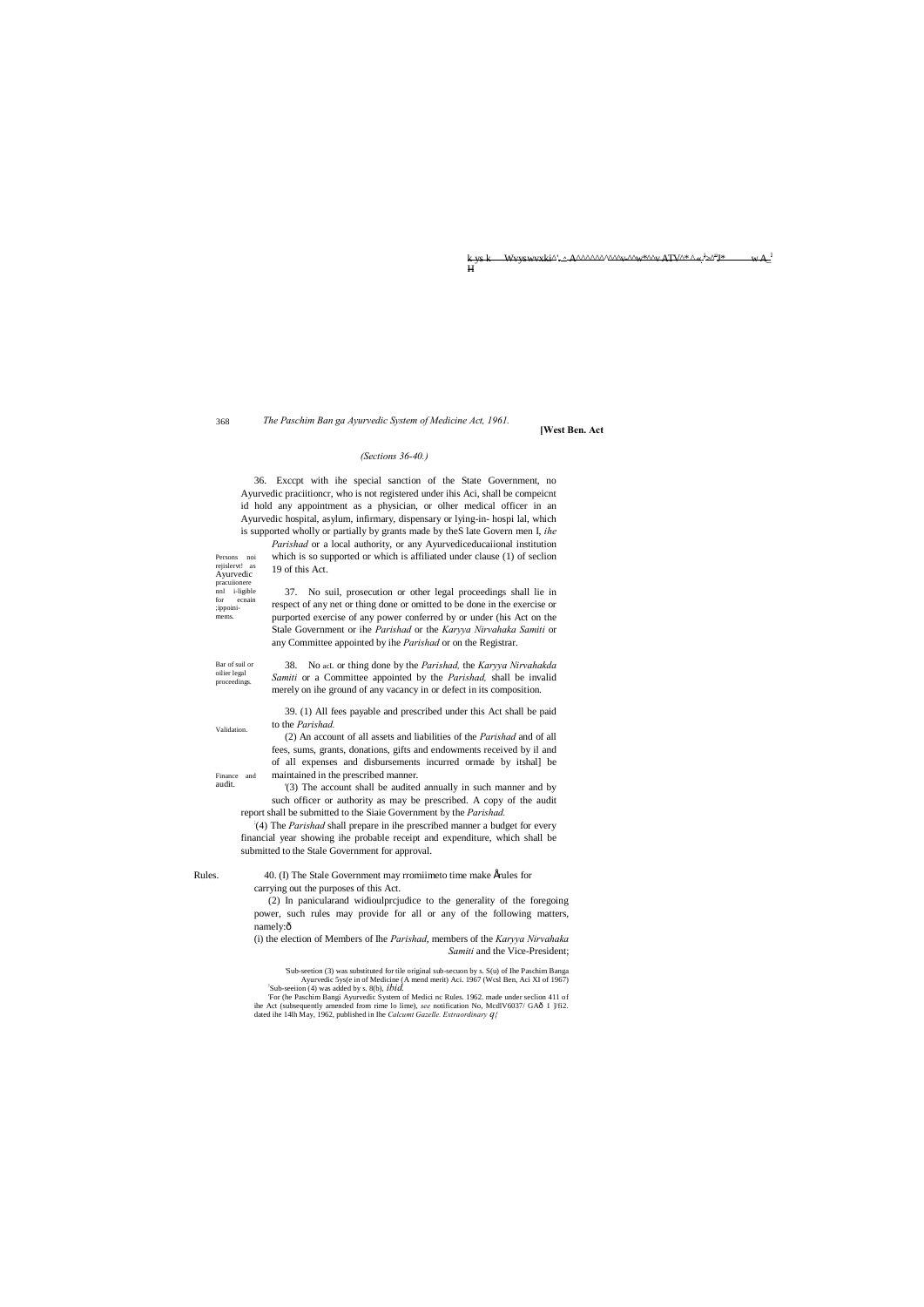*(Sections 36-40.)*

Persons not registered as Ayurvedic practitioners not eligible for certain appointments.

36. Exccpt with ihe special sanction of the State Government, no Ayurvedic praciitioncr, who is not registered under ihis Aci, shall be compeicnt id hold any appointment as a physician, or olher medical officer in an Ayurvedic hospital, asylum, infirmary, dispensary or lying-in- hospi lal, which is supported wholly or partially by grants made by theS late Govern men I, *ihe Parishad* or a local authority, or any Ayurvediceducaiional institution which is so supported or which is affiliated under clause (1) of seclion 19 of this Act.

Bar of suil or oilier legal proceedings.

37. No suil, prosecution or other legal proceedings shall lie in respect of any net or thing done or omitted to be done in the exercise or purported exercise of any power conferred by or under (his Act on the Stale Government or ihe *Parishad* or the *Karyya Nirvahaka Samiti* or any Committee appointed by ihe *Parishad* or on the Registrar.

Validation.

38. No acl. or thing done by the *Parishad,* the *Karyya Nirvahakda Samiti* or a Committee appointed by the *Parishad,* shall be invalid merely on ihe ground of any vacancy in or defect in its composition.

Finance and audit.

39. (1) All fees payable and prescribed under this Act shall be paid to the *Parishad.*

(2) An account of all assets and liabilities of the *Parishad* and of all fees, sums, grants, donations, gifts and endowments received by il and of all expenses and disbursements incurred ormade by itshal] be maintained in the prescribed manner.

[1](3) The account shall be audited annually in such manner and by such officer or authority as may be prescribed. A copy of the audit report shall be submitted to the Siaie Government by the *Parishad.*

[2](4) The *Parishad* shall prepare in ihe prescribed manner a budget for every financial year showing ihe probable receipt and expenditure, which shall be submitted to the Stale Government for approval.

Rules.

40. (I) The Stale Government may rromiimeto time make [3]rules for carrying out the purposes of this Act.

(2) In panicularand widioulprcjudice to the generality of the foregoing power, such rules may provide for all or any of the following matters, namely:—

(i) the election of Members of Ihe *Parishad,* members of the *Karyya Nirvahaka Samiti* and the Vice-President;

[1]Sub-seetion (3) was substituted for tile original sub-secuon by s. S(u) of Ihe Paschim Banga Ayurvedic 5ys(e in of Medicine (A mend merit) Aci. 1967 (Wcsl Ben, Aci XI of 1967)

[2]Sub-seeiion (4) was added by s. 8(b), *ibid.*

[3]For (he Paschim Bangi Ayurvedic System of Medici nc Rules. 1962. made under seclion 411 of ihe Act (subsequently amended from rime lo lime), *see* notification No, McdlV6037/ GA 1 ]/fi2. dated ihe 14lh May, 1962, published in Ihe *Calcumt Gazelle. Extraordinary*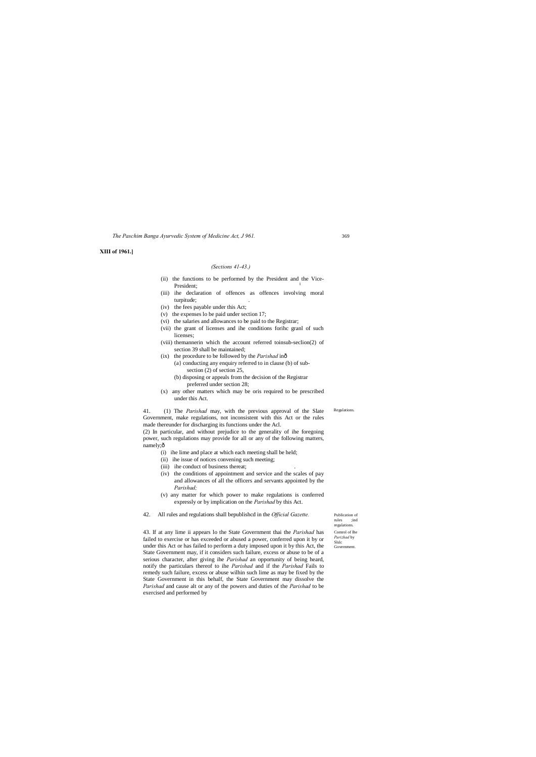**XIII of 1961.]**

*(Sections 41-43.)*

- (ii) the functions to be performed by the President and the Vice-President;
- (iii) ihe declaration of offences as offences involving moral turpitude;
- (iv) the fees payable under this Act;
- (v) the expenses lo be paid under section 17;
- (vi) the salaries and allowances to be paid to the Registrar;
- (vii) the grant of licenses and ihe conditions forihc granl of such licenses;
- (viii) themannerin which the account referred toinsub-seclion(2) of section 39 shall be maintained;
- (ix) the procedure to be followed by the *Parishad* inð
  - (a} conducting any enquiry referred to in clause (b) of sub-section (2) of section 25,
  - (b) disposing or appeals from the decision of the Registrar preferred under section 28;
- (x) any other matters which may be oris required to be prescribed under this Act.

Regulations.

41. (1) The *Parishad* may, with the previous approval of the Slate Government, make regulations, not inconsistent with this Act or the rules made thereunder for discharging its functions under the Acl.

(2) In particular, and without prejudice to the generality of ihe foregoing power, such regulations may provide for all or any of the following matters, namely;ð

- (i) ihe lime and place at which each meeting shall be held;
- (ii) ihe issue of notices convening such meeting;
- (iii) ihe conduct of business thereat;
- (iv) the conditions of appointment and service and the scales of pay and allowances of all the officers and servants appointed by the *Parishad;*
- (v) any matter for which power to make regulations is conferred expressly or by implication on the *Parishad* by this Act.

Publication of rules ;ind regulations.

42. All rules and regulations shall bepublishcd in the *Official Gazette.*

Comrol of lhe *Purizhad* by Slslc Government.

43. If at any lime ii appears lo the State Government thai the *Parishad* has failed to exercise or has exceeded or abused a power, conferred upon it by or under this Act or has failed to perform a duty imposed upon it by this Act, the State Government may, if it considers such failure, excess or abuse to be of a serious character, after giving ihe *Parishad* an opportunity of being heard, notify the particulars thereof to ihe *Parishad* and if the *Parishad* Fails to remedy such failure, excess or abuse wilhin such lime as may be fixed by the State Government in this behalf, the State Government may dissolve the *Parishad* and cause alt or any of the powers and duties of the *Parishad* to be exercised and performed by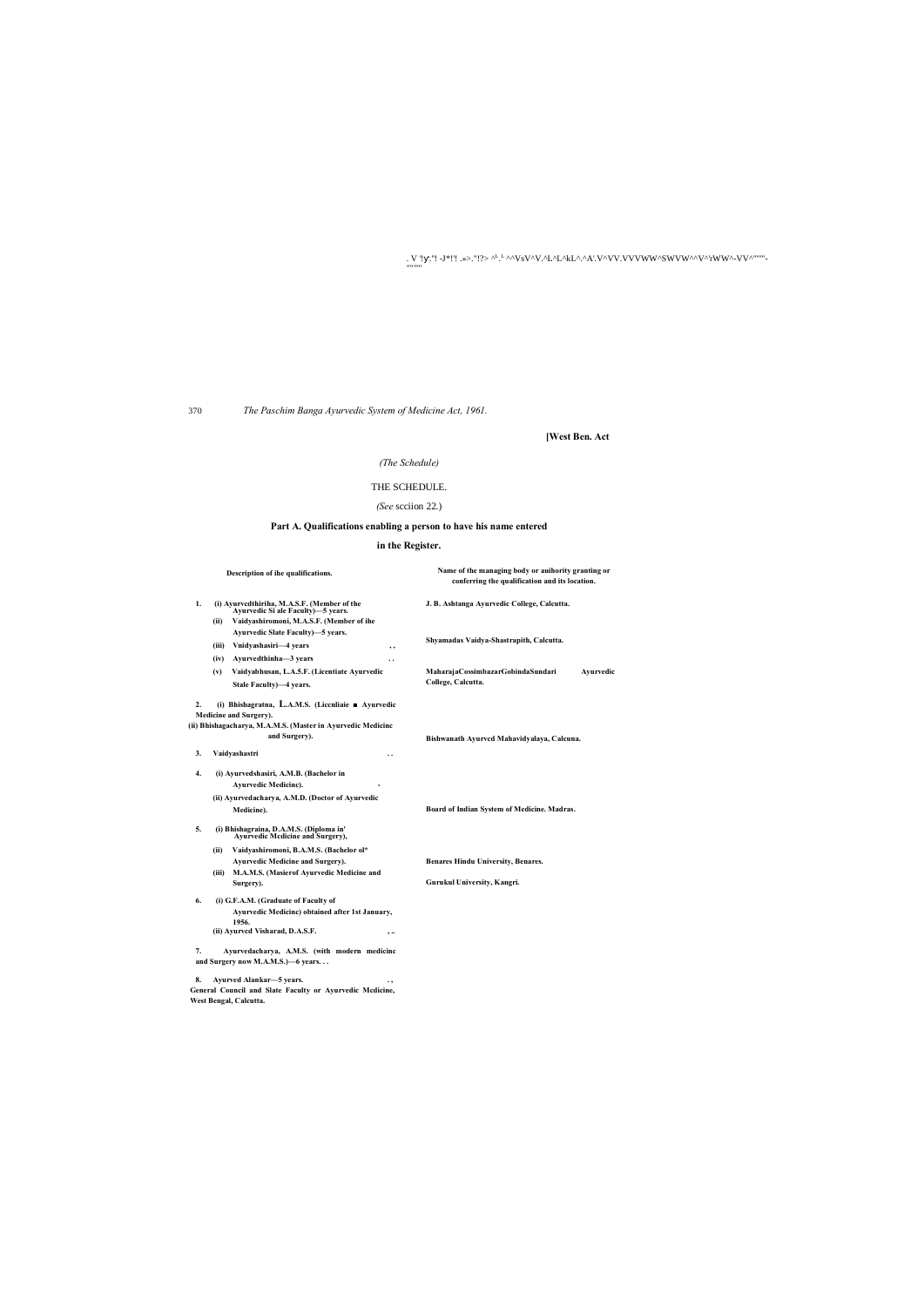[West Ben. Act

*(The Schedule)*

THE SCHEDULE.

*(See* scciion 22.)

## Part A. Qualifications enabling a person to have his name entered in the Register.

| Description of ihe qualifications. | Name of the managing body or auihority granting or conferring the qualification and its location. |
|---|---|
| 1. (i) Ayurvedthiriha, M.A.S.F. (Member of the Ayurvedic Si ale Faculty)—5 years. | J. B. Ashtanga Ayurvedic College, Calcutta. |
| (ii) Vaidyashiromoni, M.A.S.F. (Member of ihe Ayurvedic Slate Faculty)—5 years. | |
| (iii) Vnidyashasiri—4 years | Shyamadas Vaidya-Shastrapith, Calcutta. |
| (iv) Ayurvedthinha—3 years | |
| (v) Vaidyabhusan, L.A.S.F. (Licentiate Ayurvedic Stale Faculty)—4 years. | MaharajaCossimbazarGobindaSundari Ayurvedic College, Calcutta. |
| 2. (i) Bhishagratna, L.A.M.S. (Liccnliaie ■ Ayurvedic Medicine and Surgery). (ii) Bhishagacharya, M.A.M.S. (Master in Ayurvedic Medicinc and Surgery). | Bishwanath Ayurvcd Mahavidyalaya, Calcuna. |
| 3. Vaidyashastri | |
| 4. (i) Ayurvedshasiri, A.M.B. (Bachelor in Ayurvedic Medicinc). (ii) Ayurvedacharya, A.M.D. (Doctor of Ayurvedic Medicine). | Board of Indian System of Medicine. Madras. |
| 5. (i) Bhishagraina, D.A.M.S. (Diploma in' Ayurvedic Mcdicine and Surgery), (ii) Vaidyashiromoni, B.A.M.S. (Bachelor ol* Ayurvedic Medicine and Surgery). | Benares Hindu University, Benares. |
| (iii) M.A.M.S. (Masierof Ayurvedic Medicine and Surgery). | Gurukul University, Kangri. |
| 6. (i) G.F.A.M. (Graduate of Faculty of Ayurvedic Medicinc) obtained after 1st January, 1956. (ii) Ayurved Visharad, D.A.S.F. | |
| 7. Ayurvedacharya, A.M.S. (with modern medicinc and Surgery now M.A.M.S.)—6 years. | |
| 8. Ayurved Alankar—5 years. | |

General Council and Slate Faculty or Ayurvedic Mcdicine, West Bengal, Calcutta.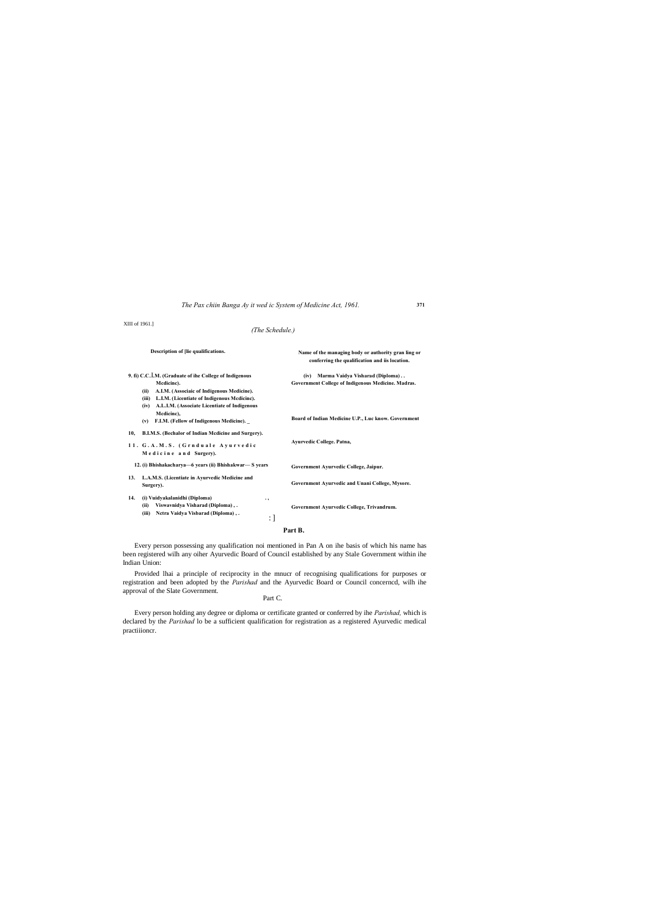XIII of 1961.]

*(The Schedule.)*

| Description of [lie qualifications. | Name of the managing body or authority gran ling or conferring the qualification and iis location. |
|---|---|
| 9. fi) C.C.I.M. (Graduate of ihe College of Indigenous Mcdicinc). (ii) A.I.M. (Associaic of Indigenous Medicine). (iii) L.I.M. (Licentiate of Indigenous Mcdicinc). (iv) A.L.I.M. (Associate Licentiate of Indigenous Mcdicinc), (v) F.I.M. (Fellow of Indigenous Medicine). _ | (iv) Marma Vaidya Visharad (Diploma) . . Government College of Indigenous Medicine. Madras. |
| 10, B.I.M.S. (Bechalor of Indian Mcdicine and Surgery). | Board of Indian Medicine U.P., Luc know. Government |
| 11. G.A.M.S. (Grnduale Ayurvedic Medicine and Surgery). | Ayurvedic College. Patna, |
| 12. (i) Bhishakacharya—6 years (ii) Bhishakwar— S years | Government Ayurvedic College, Jaipur. |
| 13. L.A.M.S. (Licentiate in Ayurvedic Medicine and Surgery). | Government Ayurvedic and Unani College, Mysore. |
| 14. (i) Vuidyakalanidhi (Diploma) (ii) Viswavnidya Visharad (Diploma) , . (iii) Nctra Vaidya Visbarad (Diploma) , . | Government Ayurvedic College, Trivandrum. |

## Part B.

Every person possessing any qualification noi mentioned in Pan A on ihe basis of which his name has been registered wilh any oiher Ayurvedic Board of Council established by any Stale Government within ihe Indian Union:

Provided lhai a principle of reciprocity in the mnucr of recognising qualifications for purposes or registration and been adopted by the *Parishad* and the Ayurvedic Board or Council concerncd, wilh ihe approval of the Slate Government.

## Part C.

Every person holding any degree or diploma or certificate granted or conferred by ihe *Parishad,* which is declared by the *Parishad* lo be a sufficient qualification for registration as a registered Ayurvedic medical practiiioncr.